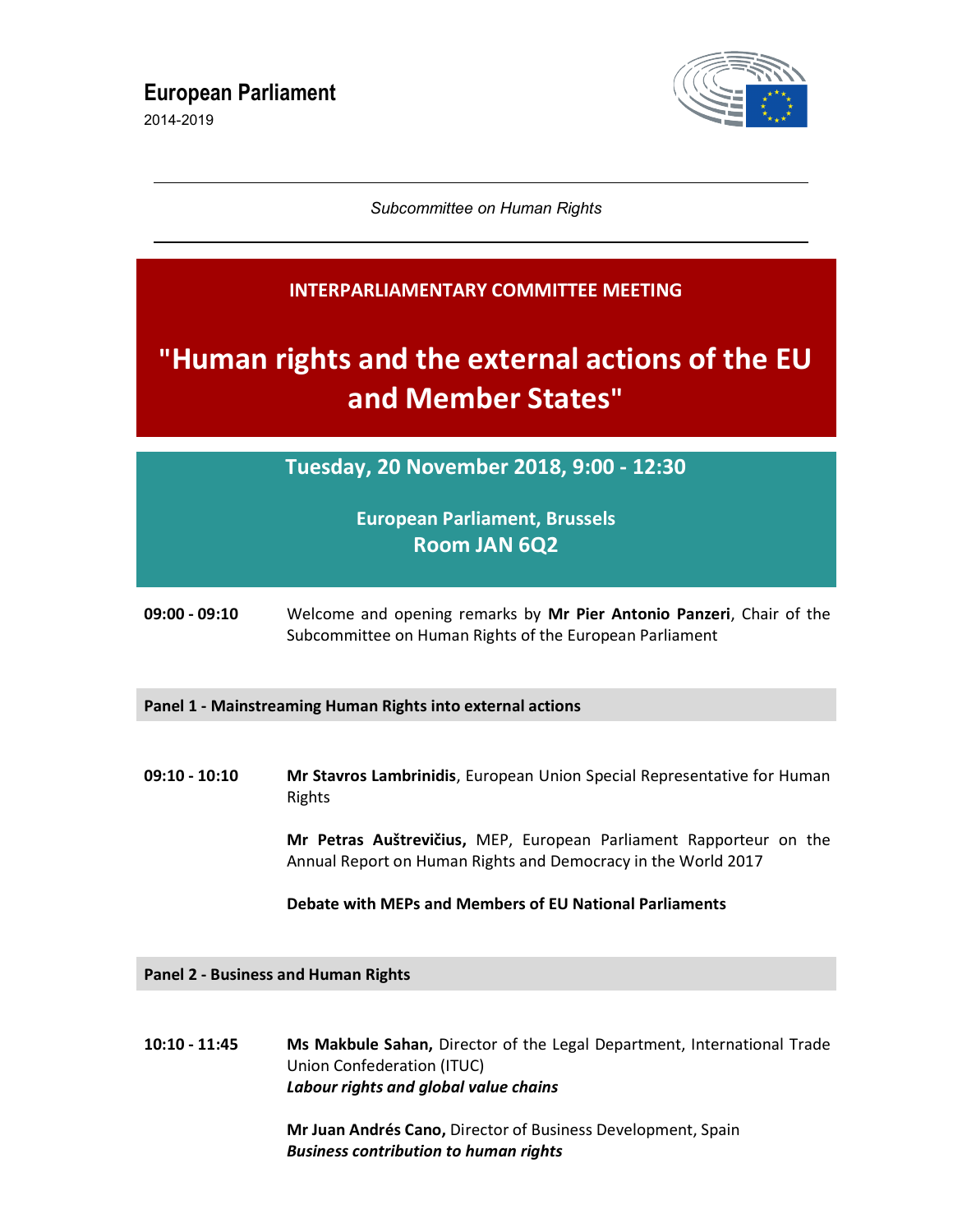**European Parliament**
2014-2019

---

*Subcommittee on Human Rights*

---

**INTERPARLIAMENTARY COMMITTEE MEETING**

# "Human rights and the external actions of the EU and Member States"

## Tuesday, 20 November 2018, 9:00 - 12:30

**European Parliament, Brussels**
**Room JAN 6Q2**

**09:00 - 09:10** Welcome and opening remarks by **Mr Pier Antonio Panzeri**, Chair of the Subcommittee on Human Rights of the European Parliament

### Panel 1 - Mainstreaming Human Rights into external actions

**09:10 - 10:10** **Mr Stavros Lambrinidis**, European Union Special Representative for Human Rights

**Mr Petras Auštrevičius,** MEP, European Parliament Rapporteur on the Annual Report on Human Rights and Democracy in the World 2017

**Debate with MEPs and Members of EU National Parliaments**

### Panel 2 - Business and Human Rights

**10:10 - 11:45** **Ms Makbule Sahan,** Director of the Legal Department, International Trade Union Confederation (ITUC)
***Labour rights and global value chains***

**Mr Juan Andrés Cano,** Director of Business Development, Spain
***Business contribution to human rights***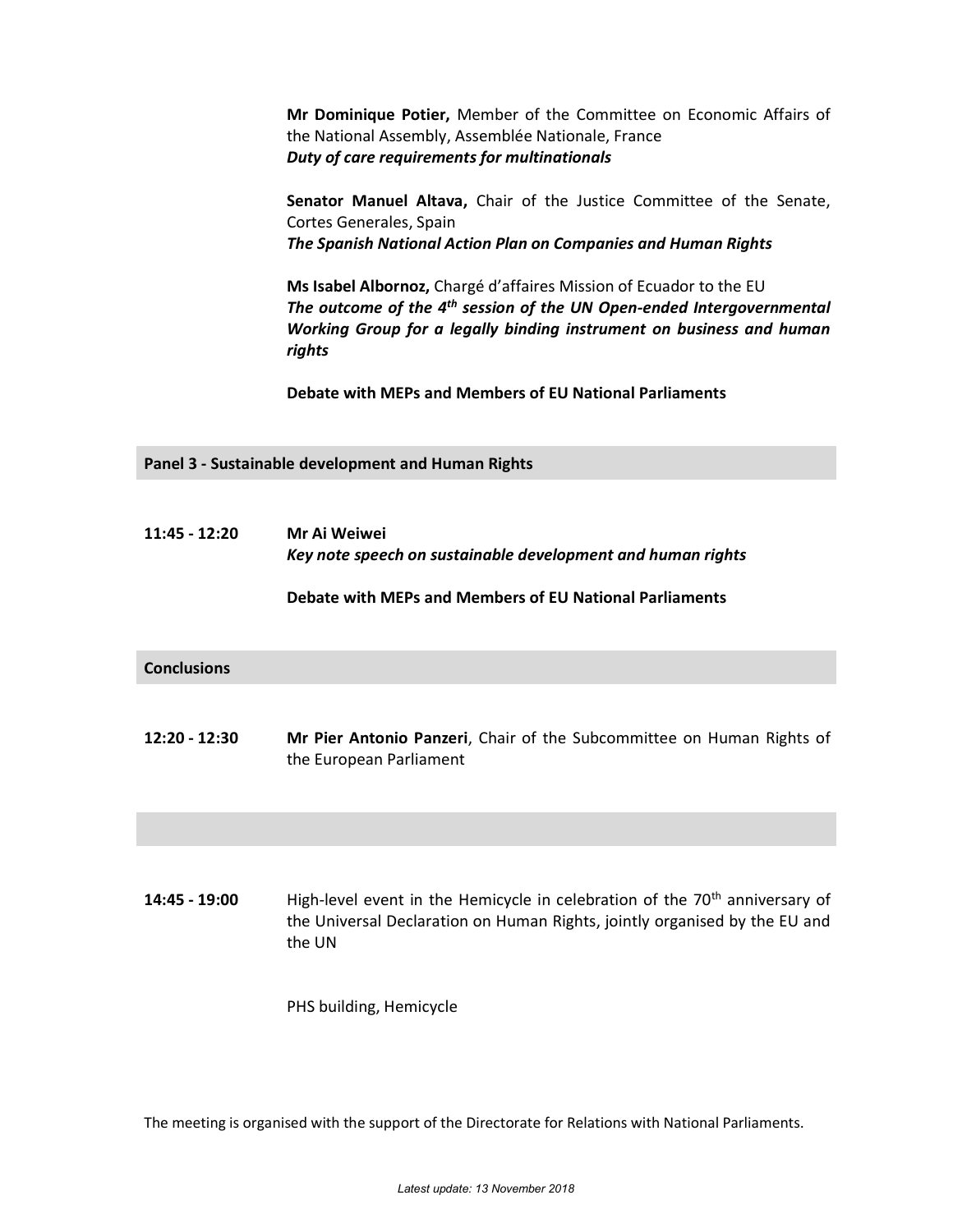**Mr Dominique Potier,** Member of the Committee on Economic Affairs of the National Assembly, Assemblée Nationale, France
***Duty of care requirements for multinationals***

**Senator Manuel Altava,** Chair of the Justice Committee of the Senate, Cortes Generales, Spain
***The Spanish National Action Plan on Companies and Human Rights***

**Ms Isabel Albornoz,** Chargé d'affaires Mission of Ecuador to the EU
***The outcome of the 4th session of the UN Open-ended Intergovernmental Working Group for a legally binding instrument on business and human rights***

**Debate with MEPs and Members of EU National Parliaments**

## Panel 3 - Sustainable development and Human Rights

**11:45 - 12:20** **Mr Ai Weiwei**
***Key note speech on sustainable development and human rights***

**Debate with MEPs and Members of EU National Parliaments**

## Conclusions

**12:20 - 12:30** **Mr Pier Antonio Panzeri**, Chair of the Subcommittee on Human Rights of the European Parliament

**14:45 - 19:00** High-level event in the Hemicycle in celebration of the 70th anniversary of the Universal Declaration on Human Rights, jointly organised by the EU and the UN

PHS building, Hemicycle

The meeting is organised with the support of the Directorate for Relations with National Parliaments.

*Latest update: 13 November 2018*